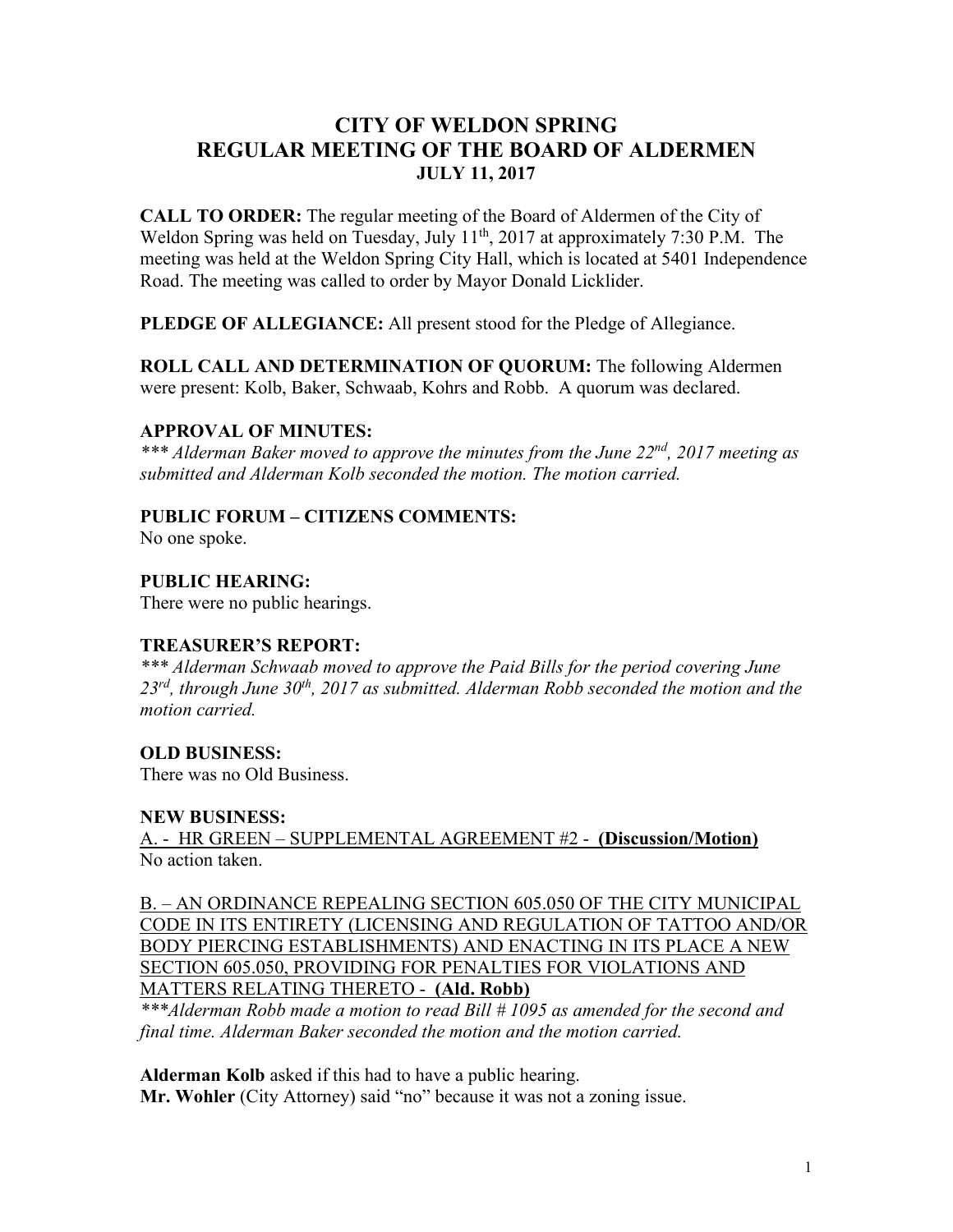# CITY OF WELDON SPRING
## REGULAR MEETING OF THE BOARD OF ALDERMEN
### JULY 11, 2017

**CALL TO ORDER:** The regular meeting of the Board of Aldermen of the City of Weldon Spring was held on Tuesday, July 11th, 2017 at approximately 7:30 P.M. The meeting was held at the Weldon Spring City Hall, which is located at 5401 Independence Road. The meeting was called to order by Mayor Donald Licklider.

**PLEDGE OF ALLEGIANCE:** All present stood for the Pledge of Allegiance.

**ROLL CALL AND DETERMINATION OF QUORUM:** The following Aldermen were present: Kolb, Baker, Schwaab, Kohrs and Robb. A quorum was declared.

**APPROVAL OF MINUTES:**

*\*\*\* Alderman Baker moved to approve the minutes from the June 22nd, 2017 meeting as submitted and Alderman Kolb seconded the motion. The motion carried.*

**PUBLIC FORUM – CITIZENS COMMENTS:**

No one spoke.

**PUBLIC HEARING:**

There were no public hearings.

**TREASURER'S REPORT:**

*\*\*\* Alderman Schwaab moved to approve the Paid Bills for the period covering June 23rd, through June 30th, 2017 as submitted. Alderman Robb seconded the motion and the motion carried.*

**OLD BUSINESS:**

There was no Old Business.

**NEW BUSINESS:**

A. - HR GREEN – SUPPLEMENTAL AGREEMENT #2 - **(Discussion/Motion)**

No action taken.

B. – AN ORDINANCE REPEALING SECTION 605.050 OF THE CITY MUNICIPAL CODE IN ITS ENTIRETY (LICENSING AND REGULATION OF TATTOO AND/OR BODY PIERCING ESTABLISHMENTS) AND ENACTING IN ITS PLACE A NEW SECTION 605.050, PROVIDING FOR PENALTIES FOR VIOLATIONS AND MATTERS RELATING THERETO - **(Ald. Robb)**

*\*\*\*Alderman Robb made a motion to read Bill # 1095 as amended for the second and final time. Alderman Baker seconded the motion and the motion carried.*

**Alderman Kolb** asked if this had to have a public hearing.

**Mr. Wohler** (City Attorney) said "no" because it was not a zoning issue.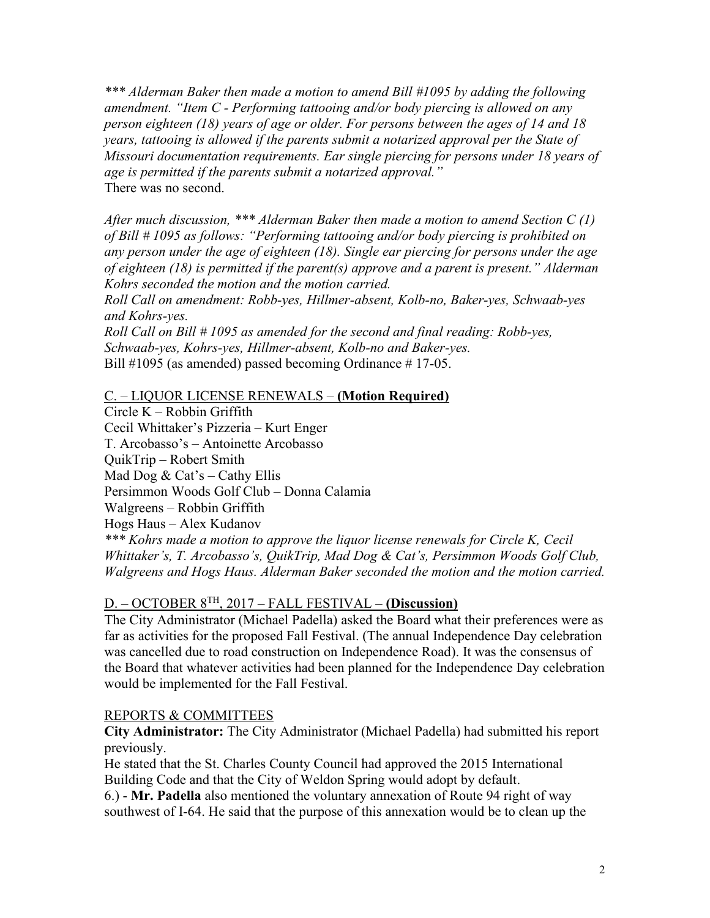*\*\*\* Alderman Baker then made a motion to amend Bill #1095 by adding the following amendment. "Item C - Performing tattooing and/or body piercing is allowed on any person eighteen (18) years of age or older. For persons between the ages of 14 and 18 years, tattooing is allowed if the parents submit a notarized approval per the State of Missouri documentation requirements. Ear single piercing for persons under 18 years of age is permitted if the parents submit a notarized approval."*
There was no second.

*After much discussion, \*\*\* Alderman Baker then made a motion to amend Section C (1) of Bill # 1095 as follows: "Performing tattooing and/or body piercing is prohibited on any person under the age of eighteen (18). Single ear piercing for persons under the age of eighteen (18) is permitted if the parent(s) approve and a parent is present." Alderman Kohrs seconded the motion and the motion carried.*
*Roll Call on amendment: Robb-yes, Hillmer-absent, Kolb-no, Baker-yes, Schwaab-yes and Kohrs-yes.*
*Roll Call on Bill # 1095 as amended for the second and final reading: Robb-yes, Schwaab-yes, Kohrs-yes, Hillmer-absent, Kolb-no and Baker-yes.*
Bill #1095 (as amended) passed becoming Ordinance # 17-05.

<u>C. – LIQUOR LICENSE RENEWALS – **(Motion Required)**</u>
Circle K – Robbin Griffith
Cecil Whittaker's Pizzeria – Kurt Enger
T. Arcobasso's – Antoinette Arcobasso
QuikTrip – Robert Smith
Mad Dog & Cat's – Cathy Ellis
Persimmon Woods Golf Club – Donna Calamia
Walgreens – Robbin Griffith
Hogs Haus – Alex Kudanov
*\*\*\* Kohrs made a motion to approve the liquor license renewals for Circle K, Cecil Whittaker's, T. Arcobasso's, QuikTrip, Mad Dog & Cat's, Persimmon Woods Golf Club, Walgreens and Hogs Haus. Alderman Baker seconded the motion and the motion carried.*

<u>D. – OCTOBER 8TH, 2017 – FALL FESTIVAL – **(Discussion)**</u>
The City Administrator (Michael Padella) asked the Board what their preferences were as far as activities for the proposed Fall Festival. (The annual Independence Day celebration was cancelled due to road construction on Independence Road). It was the consensus of the Board that whatever activities had been planned for the Independence Day celebration would be implemented for the Fall Festival.

<u>REPORTS & COMMITTEES</u>
**City Administrator:** The City Administrator (Michael Padella) had submitted his report previously.
He stated that the St. Charles County Council had approved the 2015 International Building Code and that the City of Weldon Spring would adopt by default.
6.) - **Mr. Padella** also mentioned the voluntary annexation of Route 94 right of way southwest of I-64. He said that the purpose of this annexation would be to clean up the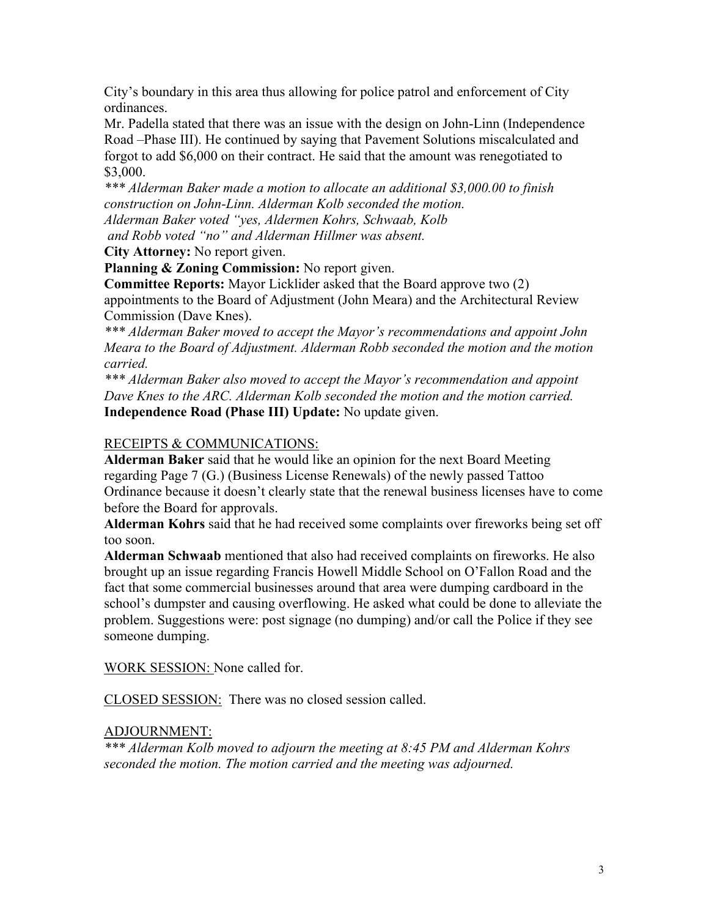City's boundary in this area thus allowing for police patrol and enforcement of City ordinances.

Mr. Padella stated that there was an issue with the design on John-Linn (Independence Road –Phase III). He continued by saying that Pavement Solutions miscalculated and forgot to add $6,000 on their contract. He said that the amount was renegotiated to $3,000.

*\*\*\* Alderman Baker made a motion to allocate an additional $3,000.00 to finish construction on John-Linn. Alderman Kolb seconded the motion. Alderman Baker voted "yes, Aldermen Kohrs, Schwaab, Kolb and Robb voted "no" and Alderman Hillmer was absent.*

**City Attorney:** No report given.

**Planning & Zoning Commission:** No report given.

**Committee Reports:** Mayor Licklider asked that the Board approve two (2) appointments to the Board of Adjustment (John Meara) and the Architectural Review Commission (Dave Knes).

*\*\*\* Alderman Baker moved to accept the Mayor's recommendations and appoint John Meara to the Board of Adjustment. Alderman Robb seconded the motion and the motion carried.*

*\*\*\* Alderman Baker also moved to accept the Mayor's recommendation and appoint Dave Knes to the ARC. Alderman Kolb seconded the motion and the motion carried.*

**Independence Road (Phase III) Update:** No update given.

RECEIPTS & COMMUNICATIONS:

**Alderman Baker** said that he would like an opinion for the next Board Meeting regarding Page 7 (G.) (Business License Renewals) of the newly passed Tattoo Ordinance because it doesn't clearly state that the renewal business licenses have to come before the Board for approvals.

**Alderman Kohrs** said that he had received some complaints over fireworks being set off too soon.

**Alderman Schwaab** mentioned that also had received complaints on fireworks. He also brought up an issue regarding Francis Howell Middle School on O'Fallon Road and the fact that some commercial businesses around that area were dumping cardboard in the school's dumpster and causing overflowing. He asked what could be done to alleviate the problem. Suggestions were: post signage (no dumping) and/or call the Police if they see someone dumping.

WORK SESSION: None called for.

CLOSED SESSION: There was no closed session called.

ADJOURNMENT:

*\*\*\* Alderman Kolb moved to adjourn the meeting at 8:45 PM and Alderman Kohrs seconded the motion. The motion carried and the meeting was adjourned.*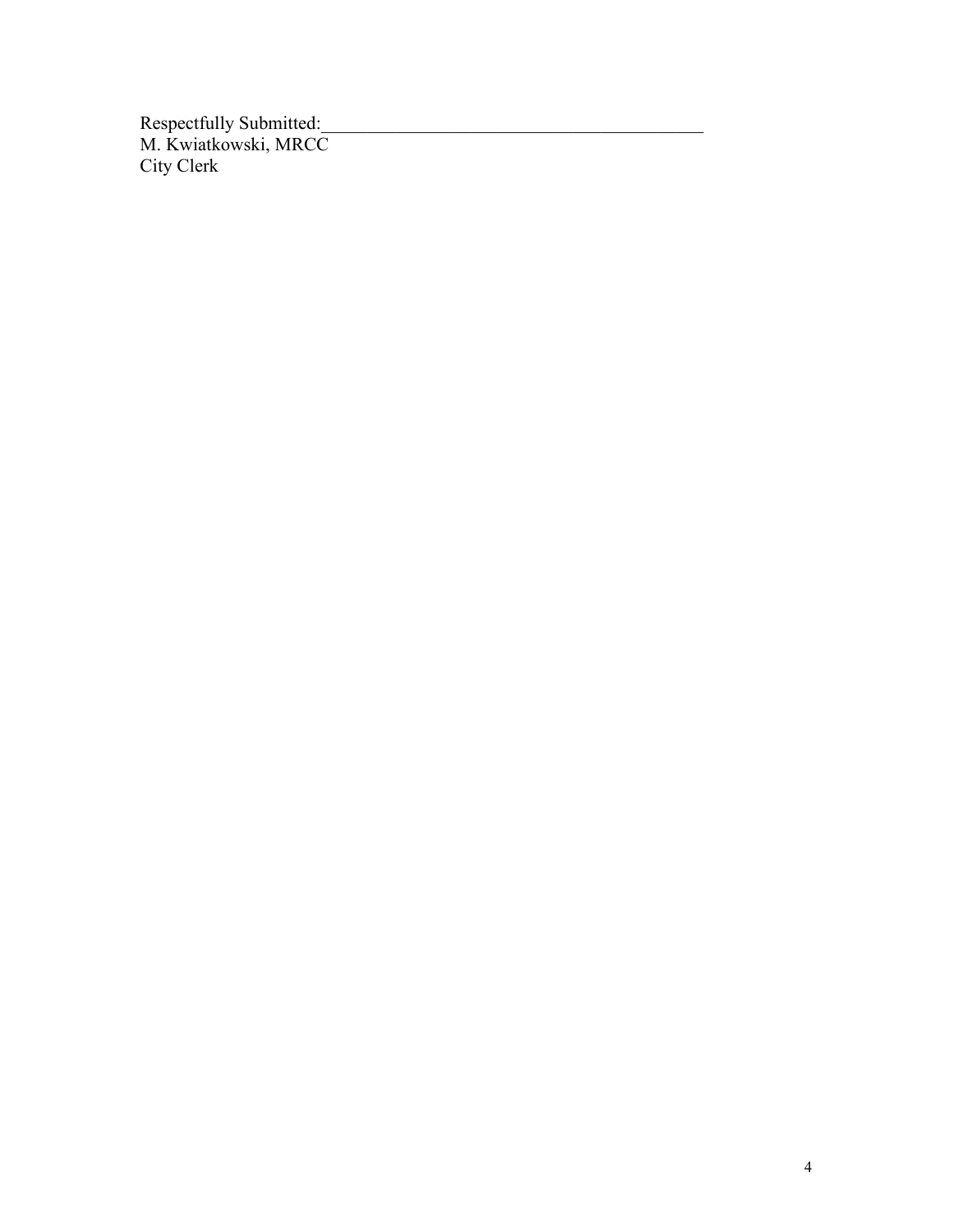Respectfully Submitted:___________________________________________
M. Kwiatkowski, MRCC
City Clerk